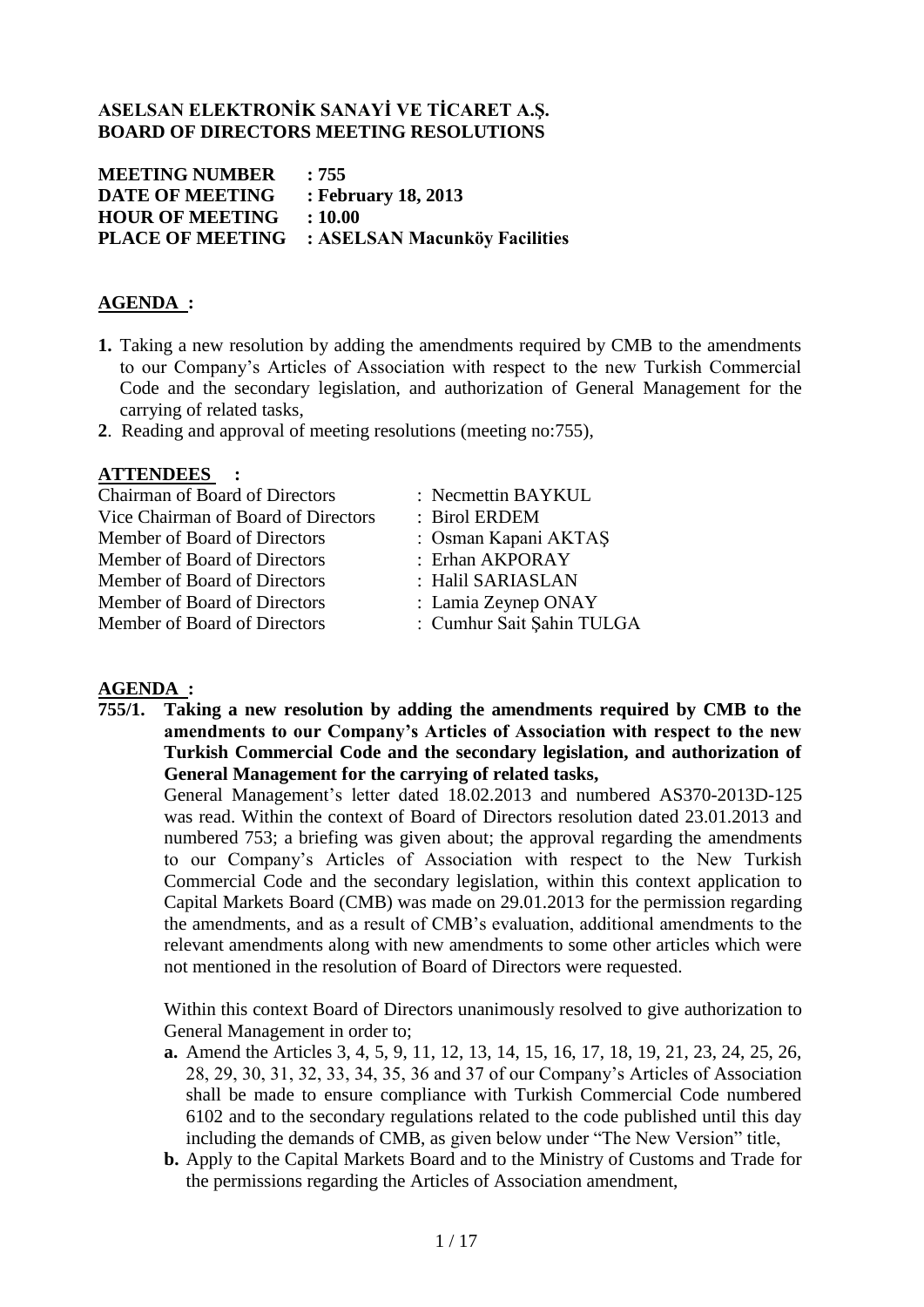**ASELSAN ELEKTRONİK SANAYİ VE TİCARET A.Ş.**
**BOARD OF DIRECTORS MEETING RESOLUTIONS**

**MEETING NUMBER : 755**
**DATE OF MEETING : February 18, 2013**
**HOUR OF MEETING : 10.00**
**PLACE OF MEETING : ASELSAN Macunköy Facilities**

## AGENDA :

1. Taking a new resolution by adding the amendments required by CMB to the amendments to our Company's Articles of Association with respect to the new Turkish Commercial Code and the secondary legislation, and authorization of General Management for the carrying of related tasks,
2. Reading and approval of meeting resolutions (meeting no:755),

## ATTENDEES :

| | |
|---|---|
| Chairman of Board of Directors | : Necmettin BAYKUL |
| Vice Chairman of Board of Directors | : Birol ERDEM |
| Member of Board of Directors | : Osman Kapani AKTAŞ |
| Member of Board of Directors | : Erhan AKPORAY |
| Member of Board of Directors | : Halil SARIASLAN |
| Member of Board of Directors | : Lamia Zeynep ONAY |
| Member of Board of Directors | : Cumhur Sait Şahin TULGA |

## AGENDA :

**755/1. Taking a new resolution by adding the amendments required by CMB to the amendments to our Company's Articles of Association with respect to the new Turkish Commercial Code and the secondary legislation, and authorization of General Management for the carrying of related tasks,**

General Management's letter dated 18.02.2013 and numbered AS370-2013D-125 was read. Within the context of Board of Directors resolution dated 23.01.2013 and numbered 753; a briefing was given about; the approval regarding the amendments to our Company's Articles of Association with respect to the New Turkish Commercial Code and the secondary legislation, within this context application to Capital Markets Board (CMB) was made on 29.01.2013 for the permission regarding the amendments, and as a result of CMB's evaluation, additional amendments to the relevant amendments along with new amendments to some other articles which were not mentioned in the resolution of Board of Directors were requested.

Within this context Board of Directors unanimously resolved to give authorization to General Management in order to;

- **a.** Amend the Articles 3, 4, 5, 9, 11, 12, 13, 14, 15, 16, 17, 18, 19, 21, 23, 24, 25, 26, 28, 29, 30, 31, 32, 33, 34, 35, 36 and 37 of our Company's Articles of Association shall be made to ensure compliance with Turkish Commercial Code numbered 6102 and to the secondary regulations related to the code published until this day including the demands of CMB, as given below under "The New Version" title,
- **b.** Apply to the Capital Markets Board and to the Ministry of Customs and Trade for the permissions regarding the Articles of Association amendment,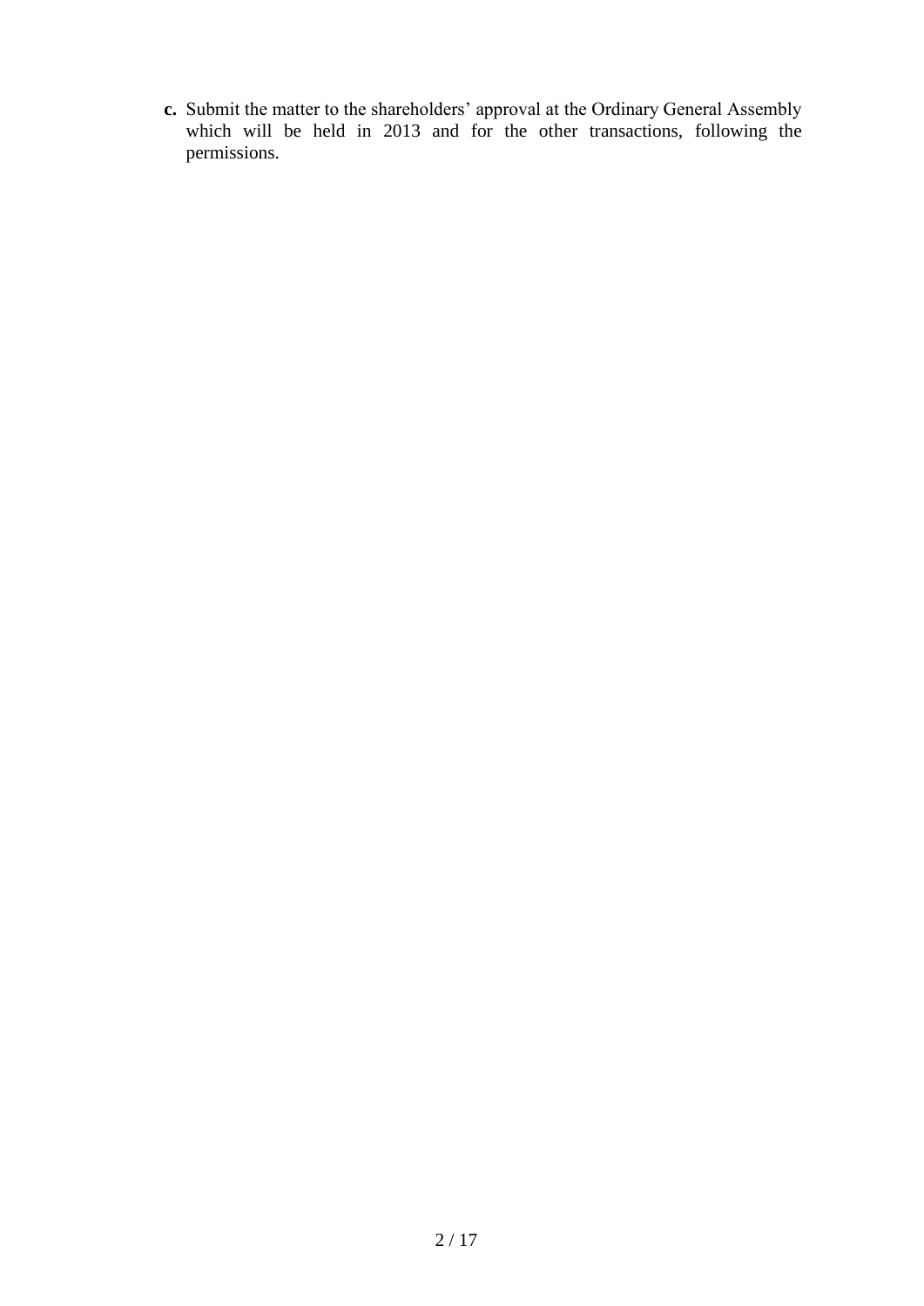**c.** Submit the matter to the shareholders' approval at the Ordinary General Assembly which will be held in 2013 and for the other transactions, following the permissions.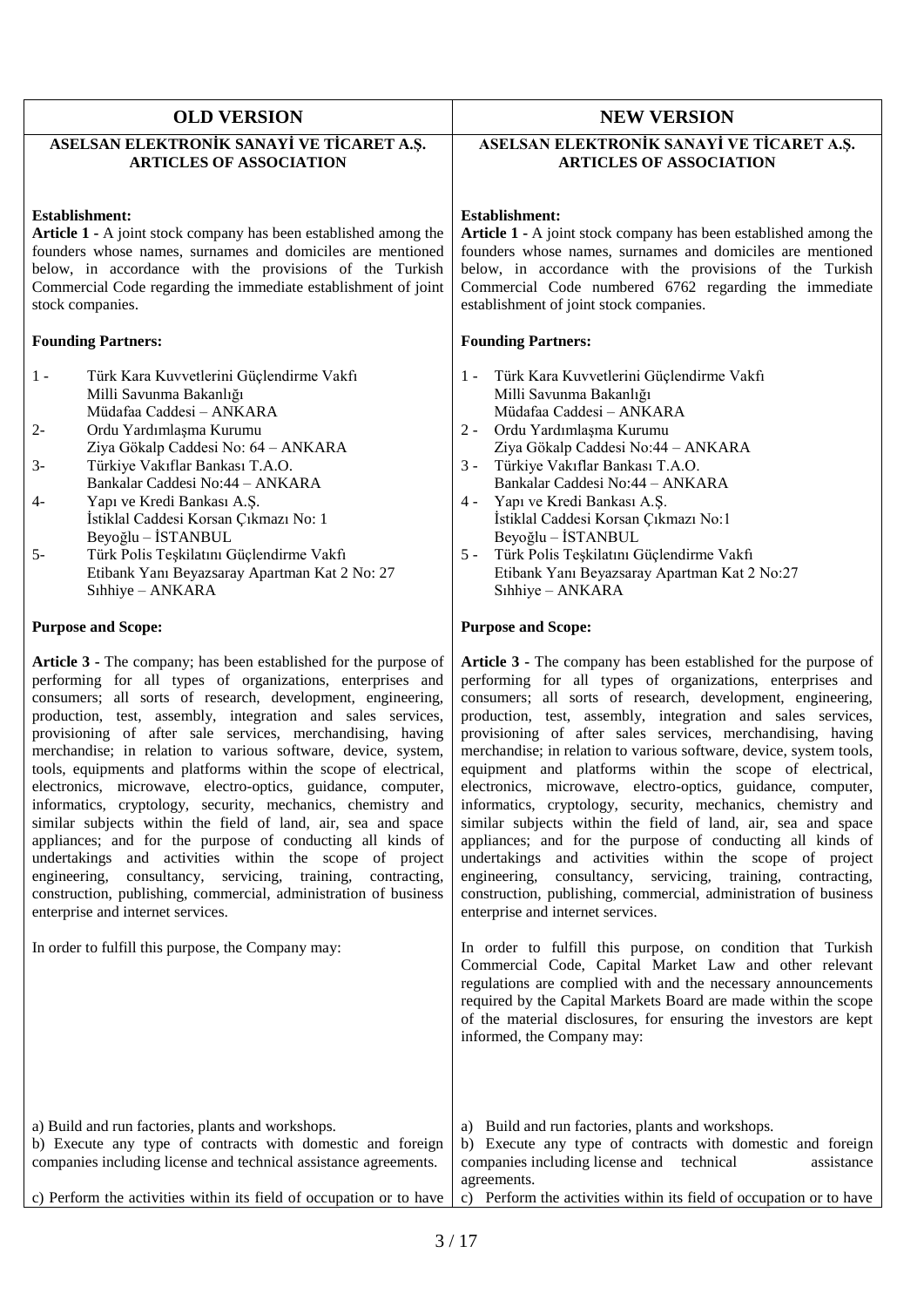| OLD VERSION | NEW VERSION |
|---|---|
| **ASELSAN ELEKTRONİK SANAYİ VE TİCARET A.Ş. ARTICLES OF ASSOCIATION** | **ASELSAN ELEKTRONİK SANAYİ VE TİCARET A.Ş. ARTICLES OF ASSOCIATION** |
| **Establishment:** **Article 1 -** A joint stock company has been established among the founders whose names, surnames and domiciles are mentioned below, in accordance with the provisions of the Turkish Commercial Code regarding the immediate establishment of joint stock companies. | **Establishment:** **Article 1 -** A joint stock company has been established among the founders whose names, surnames and domiciles are mentioned below, in accordance with the provisions of the Turkish Commercial Code numbered 6762 regarding the immediate establishment of joint stock companies. |
| **Founding Partners:** | **Founding Partners:** |
| 1 - Türk Kara Kuvvetlerini Güçlendirme Vakfı, Milli Savunma Bakanlığı, Müdafaa Caddesi – ANKARA<br>2- Ordu Yardımlaşma Kurumu, Ziya Gökalp Caddesi No: 64 – ANKARA<br>3- Türkiye Vakıflar Bankası T.A.O., Bankalar Caddesi No:44 – ANKARA<br>4- Yapı ve Kredi Bankası A.Ş., İstiklal Caddesi Korsan Çıkmazı No: 1, Beyoğlu – İSTANBUL<br>5- Türk Polis Teşkilatını Güçlendirme Vakfı, Etibank Yanı Beyazsaray Apartman Kat 2 No: 27, Sıhhiye – ANKARA | 1 - Türk Kara Kuvvetlerini Güçlendirme Vakfı, Milli Savunma Bakanlığı, Müdafaa Caddesi – ANKARA<br>2 - Ordu Yardımlaşma Kurumu, Ziya Gökalp Caddesi No:44 – ANKARA<br>3 - Türkiye Vakıflar Bankası T.A.O., Bankalar Caddesi No:44 – ANKARA<br>4 - Yapı ve Kredi Bankası A.Ş., İstiklal Caddesi Korsan Çıkmazı No:1, Beyoğlu – İSTANBUL<br>5 - Türk Polis Teşkilatını Güçlendirme Vakfı, Etibank Yanı Beyazsaray Apartman Kat 2 No:27, Sıhhiye – ANKARA |
| **Purpose and Scope:** | **Purpose and Scope:** |
| **Article 3 -** The company; has been established for the purpose of performing for all types of organizations, enterprises and consumers; all sorts of research, development, engineering, production, test, assembly, integration and sales services, provisioning of after sale services, merchandising, having merchandise; in relation to various software, device, system, tools, equipments and platforms within the scope of electrical, electronics, microwave, electro-optics, guidance, computer, informatics, cryptology, security, mechanics, chemistry and similar subjects within the field of land, air, sea and space appliances; and for the purpose of conducting all kinds of undertakings and activities within the scope of project engineering, consultancy, servicing, training, contracting, construction, publishing, commercial, administration of business enterprise and internet services. | **Article 3 -** The company has been established for the purpose of performing for all types of organizations, enterprises and consumers; all sorts of research, development, engineering, production, test, assembly, integration and sales services, provisioning of after sales services, merchandising, having merchandise; in relation to various software, device, system tools, equipment and platforms within the scope of electrical, electronics, microwave, electro-optics, guidance, computer, informatics, cryptology, security, mechanics, chemistry and similar subjects within the field of land, air, sea and space appliances; and for the purpose of conducting all kinds of undertakings and activities within the scope of project engineering, consultancy, servicing, training, contracting, construction, publishing, commercial, administration of business enterprise and internet services. |
| In order to fulfill this purpose, the Company may: | In order to fulfill this purpose, on condition that Turkish Commercial Code, Capital Market Law and other relevant regulations are complied with and the necessary announcements required by the Capital Markets Board are made within the scope of the material disclosures, for ensuring the investors are kept informed, the Company may: |
| a) Build and run factories, plants and workshops.<br>b) Execute any type of contracts with domestic and foreign companies including license and technical assistance agreements.<br>c) Perform the activities within its field of occupation or to have | a) Build and run factories, plants and workshops.<br>b) Execute any type of contracts with domestic and foreign companies including license and technical assistance agreements.<br>c) Perform the activities within its field of occupation or to have |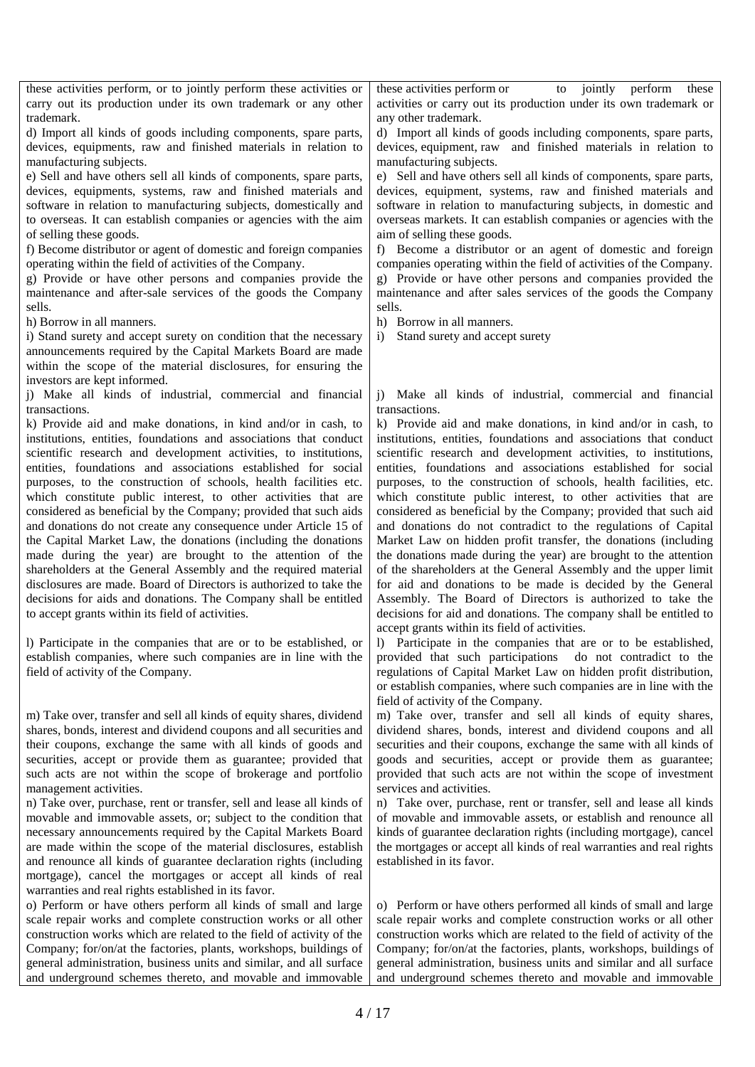| | |
|---|---|
| these activities perform, or to jointly perform these activities or carry out its production under its own trademark or any other trademark. | these activities perform or to jointly perform these activities or carry out its production under its own trademark or any other trademark. |
| d) Import all kinds of goods including components, spare parts, devices, equipments, raw and finished materials in relation to manufacturing subjects. | d) Import all kinds of goods including components, spare parts, devices, equipment, raw and finished materials in relation to manufacturing subjects. |
| e) Sell and have others sell all kinds of components, spare parts, devices, equipments, systems, raw and finished materials and software in relation to manufacturing subjects, domestically and to overseas. It can establish companies or agencies with the aim of selling these goods. | e) Sell and have others sell all kinds of components, spare parts, devices, equipment, systems, raw and finished materials and software in relation to manufacturing subjects, in domestic and overseas markets. It can establish companies or agencies with the aim of selling these goods. |
| f) Become distributor or agent of domestic and foreign companies operating within the field of activities of the Company. | f) Become a distributor or an agent of domestic and foreign companies operating within the field of activities of the Company. |
| g) Provide or have other persons and companies provide the maintenance and after-sale services of the goods the Company sells. | g) Provide or have other persons and companies provided the maintenance and after sales services of the goods the Company sells. |
| h) Borrow in all manners. | h) Borrow in all manners. |
| i) Stand surety and accept surety on condition that the necessary announcements required by the Capital Markets Board are made within the scope of the material disclosures, for ensuring the investors are kept informed. | i) Stand surety and accept surety |
| j) Make all kinds of industrial, commercial and financial transactions. | j) Make all kinds of industrial, commercial and financial transactions. |
| k) Provide aid and make donations, in kind and/or in cash, to institutions, entities, foundations and associations that conduct scientific research and development activities, to institutions, entities, foundations and associations established for social purposes, to the construction of schools, health facilities etc. which constitute public interest, to other activities that are considered as beneficial by the Company; provided that such aids and donations do not create any consequence under Article 15 of the Capital Market Law, the donations (including the donations made during the year) are brought to the attention of the shareholders at the General Assembly and the required material disclosures are made. Board of Directors is authorized to take the decisions for aids and donations. The Company shall be entitled to accept grants within its field of activities. | k) Provide aid and make donations, in kind and/or in cash, to institutions, entities, foundations and associations that conduct scientific research and development activities, to institutions, entities, foundations and associations established for social purposes, to the construction of schools, health facilities, etc. which constitute public interest, to other activities that are considered as beneficial by the Company; provided that such aid and donations do not contradict to the regulations of Capital Market Law on hidden profit transfer, the donations (including the donations made during the year) are brought to the attention of the shareholders at the General Assembly and the upper limit for aid and donations to be made is decided by the General Assembly. The Board of Directors is authorized to take the decisions for aid and donations. The company shall be entitled to accept grants within its field of activities. |
| l) Participate in the companies that are or to be established, or establish companies, where such companies are in line with the field of activity of the Company. | l) Participate in the companies that are or to be established, provided that such participations do not contradict to the regulations of Capital Market Law on hidden profit distribution, or establish companies, where such companies are in line with the field of activity of the Company. |
| m) Take over, transfer and sell all kinds of equity shares, dividend shares, bonds, interest and dividend coupons and all securities and their coupons, exchange the same with all kinds of goods and securities, accept or provide them as guarantee; provided that such acts are not within the scope of brokerage and portfolio management activities. | m) Take over, transfer and sell all kinds of equity shares, dividend shares, bonds, interest and dividend coupons and all securities and their coupons, exchange the same with all kinds of goods and securities, accept or provide them as guarantee; provided that such acts are not within the scope of investment services and activities. |
| n) Take over, purchase, rent or transfer, sell and lease all kinds of movable and immovable assets, or; subject to the condition that necessary announcements required by the Capital Markets Board are made within the scope of the material disclosures, establish and renounce all kinds of guarantee declaration rights (including mortgage), cancel the mortgages or accept all kinds of real warranties and real rights established in its favor. | n) Take over, purchase, rent or transfer, sell and lease all kinds of movable and immovable assets, or establish and renounce all kinds of guarantee declaration rights (including mortgage), cancel the mortgages or accept all kinds of real warranties and real rights established in its favor. |
| o) Perform or have others perform all kinds of small and large scale repair works and complete construction works or all other construction works which are related to the field of activity of the Company; for/on/at the factories, plants, workshops, buildings of general administration, business units and similar, and all surface and underground schemes thereto, and movable and immovable | o) Perform or have others performed all kinds of small and large scale repair works and complete construction works or all other construction works which are related to the field of activity of the Company; for/on/at the factories, plants, workshops, buildings of general administration, business units and similar and all surface and underground schemes thereto and movable and immovable |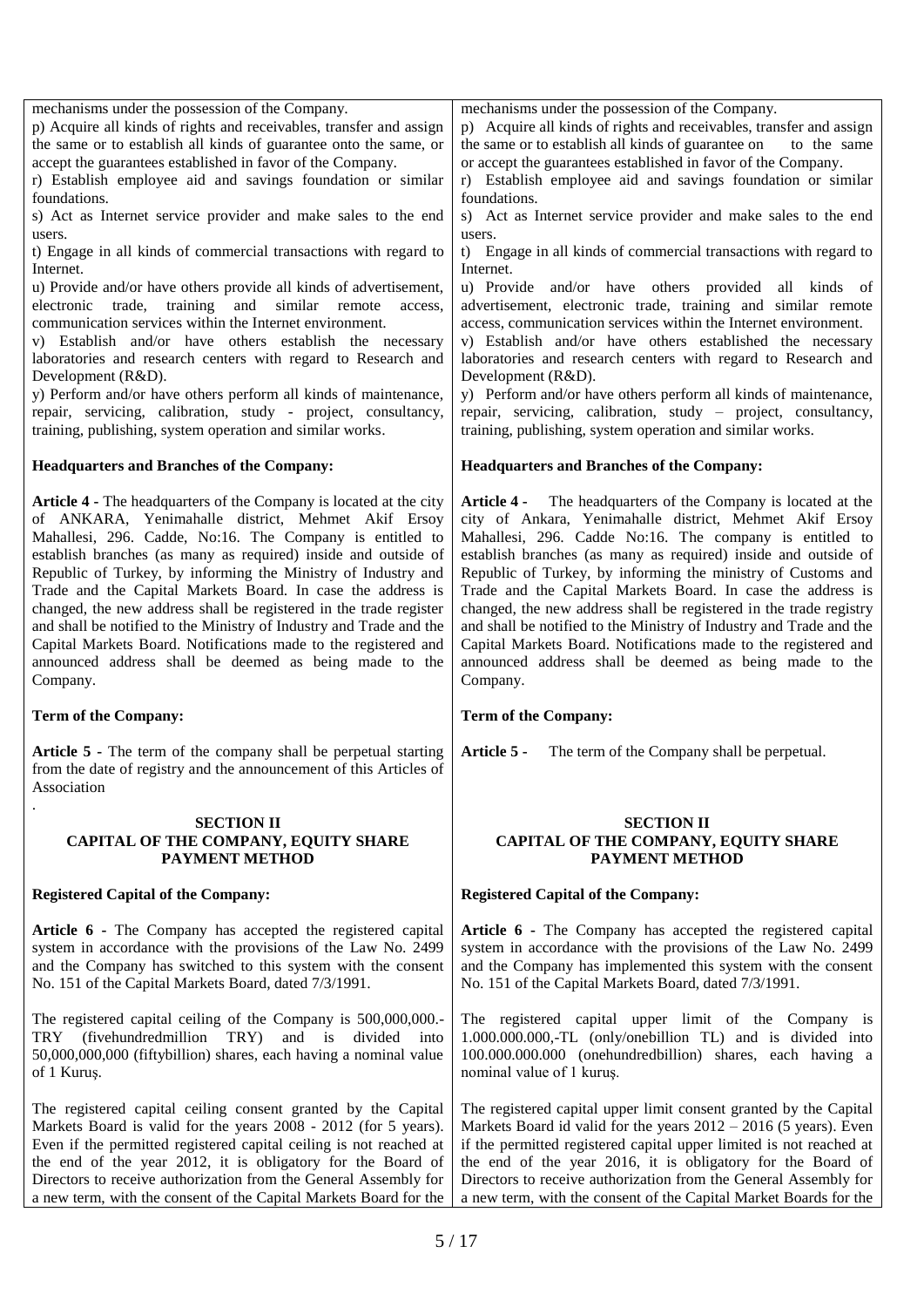| | |
|---|---|
| mechanisms under the possession of the Company. | mechanisms under the possession of the Company. |
| p) Acquire all kinds of rights and receivables, transfer and assign the same or to establish all kinds of guarantee onto the same, or accept the guarantees established in favor of the Company. | p) Acquire all kinds of rights and receivables, transfer and assign the same or to establish all kinds of guarantee on to the same or accept the guarantees established in favor of the Company. |
| r) Establish employee aid and savings foundation or similar foundations. | r) Establish employee aid and savings foundation or similar foundations. |
| s) Act as Internet service provider and make sales to the end users. | s) Act as Internet service provider and make sales to the end users. |
| t) Engage in all kinds of commercial transactions with regard to Internet. | t) Engage in all kinds of commercial transactions with regard to Internet. |
| u) Provide and/or have others provide all kinds of advertisement, electronic trade, training and similar remote access, communication services within the Internet environment. | u) Provide and/or have others provided all kinds of advertisement, electronic trade, training and similar remote access, communication services within the Internet environment. |
| v) Establish and/or have others establish the necessary laboratories and research centers with regard to Research and Development (R&D). | v) Establish and/or have others established the necessary laboratories and research centers with regard to Research and Development (R&D). |
| y) Perform and/or have others perform all kinds of maintenance, repair, servicing, calibration, study - project, consultancy, training, publishing, system operation and similar works. | y) Perform and/or have others perform all kinds of maintenance, repair, servicing, calibration, study – project, consultancy, training, publishing, system operation and similar works. |
| **Headquarters and Branches of the Company:** | **Headquarters and Branches of the Company:** |
| **Article 4 -** The headquarters of the Company is located at the city of ANKARA, Yenimahalle district, Mehmet Akif Ersoy Mahallesi, 296. Cadde, No:16. The Company is entitled to establish branches (as many as required) inside and outside of Republic of Turkey, by informing the Ministry of Industry and Trade and the Capital Markets Board. In case the address is changed, the new address shall be registered in the trade register and shall be notified to the Ministry of Industry and Trade and the Capital Markets Board. Notifications made to the registered and announced address shall be deemed as being made to the Company. | **Article 4 -** The headquarters of the Company is located at the city of Ankara, Yenimahalle district, Mehmet Akif Ersoy Mahallesi, 296. Cadde No:16. The company is entitled to establish branches (as many as required) inside and outside of Republic of Turkey, by informing the ministry of Customs and Trade and the Capital Markets Board. In case the address is changed, the new address shall be registered in the trade registry and shall be notified to the Ministry of Industry and Trade and the Capital Markets Board. Notifications made to the registered and announced address shall be deemed as being made to the Company. |
| **Term of the Company:** | **Term of the Company:** |
| **Article 5** - The term of the company shall be perpetual starting from the date of registry and the announcement of this Articles of Association | **Article 5 -** The term of the Company shall be perpetual. |
| **SECTION II CAPITAL OF THE COMPANY, EQUITY SHARE PAYMENT METHOD** | **SECTION II CAPITAL OF THE COMPANY, EQUITY SHARE PAYMENT METHOD** |
| **Registered Capital of the Company:** | **Registered Capital of the Company:** |
| **Article 6 -** The Company has accepted the registered capital system in accordance with the provisions of the Law No. 2499 and the Company has switched to this system with the consent No. 151 of the Capital Markets Board, dated 7/3/1991. | **Article 6 -** The Company has accepted the registered capital system in accordance with the provisions of the Law No. 2499 and the Company has implemented this system with the consent No. 151 of the Capital Markets Board, dated 7/3/1991. |
| The registered capital ceiling of the Company is 500,000,000.- TRY (fivehundredmillion TRY) and is divided into 50,000,000,000 (fiftybillion) shares, each having a nominal value of 1 Kuruş. | The registered capital upper limit of the Company is 1.000.000.000,-TL (only/onebillion TL) and is divided into 100.000.000.000 (onehundredbillion) shares, each having a nominal value of 1 kuruş. |
| The registered capital ceiling consent granted by the Capital Markets Board is valid for the years 2008 - 2012 (for 5 years). Even if the permitted registered capital ceiling is not reached at the end of the year 2012, it is obligatory for the Board of Directors to receive authorization from the General Assembly for a new term, with the consent of the Capital Markets Board for the | The registered capital upper limit consent granted by the Capital Markets Board id valid for the years 2012 – 2016 (5 years). Even if the permitted registered capital upper limited is not reached at the end of the year 2016, it is obligatory for the Board of Directors to receive authorization from the General Assembly for a new term, with the consent of the Capital Market Boards for the |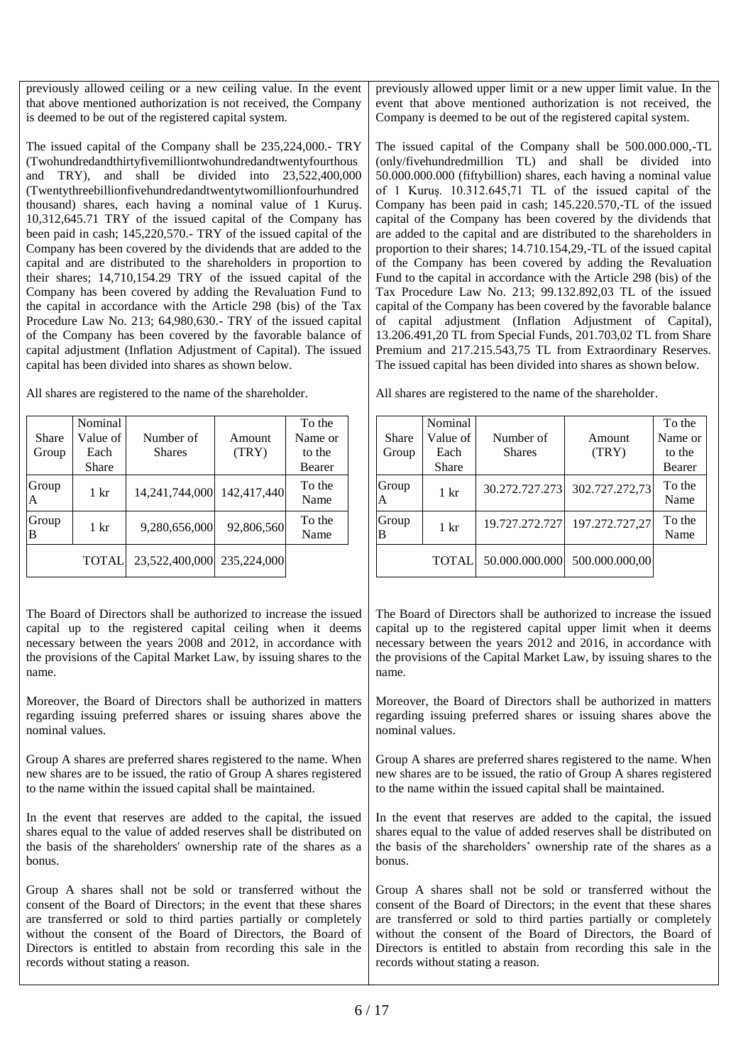previously allowed ceiling or a new ceiling value. In the event that above mentioned authorization is not received, the Company is deemed to be out of the registered capital system.

The issued capital of the Company shall be 235,224,000.- TRY (Twohundredandthirtyfivemilliontwohundredandtwentyfourthous and TRY), and shall be divided into 23,522,400,000 (Twentythreebillionfivehundredandtwentytwomillionfourhundred thousand) shares, each having a nominal value of 1 Kuruş. 10,312,645.71 TRY of the issued capital of the Company has been paid in cash; 145,220,570.- TRY of the issued capital of the Company has been covered by the dividends that are added to the capital and are distributed to the shareholders in proportion to their shares; 14,710,154.29 TRY of the issued capital of the Company has been covered by adding the Revaluation Fund to the capital in accordance with the Article 298 (bis) of the Tax Procedure Law No. 213; 64,980,630.- TRY of the issued capital of the Company has been covered by the favorable balance of capital adjustment (Inflation Adjustment of Capital). The issued capital has been divided into shares as shown below.

All shares are registered to the name of the shareholder.

| Share Group | Nominal Value of Each Share | Number of Shares | Amount (TRY) | To the Name or to the Bearer |
|---|---|---|---|---|
| Group A | 1 kr | 14,241,744,000 | 142,417,440 | To the Name |
| Group B | 1 kr | 9,280,656,000 | 92,806,560 | To the Name |
| | TOTAL | 23,522,400,000 | 235,224,000 | |

The Board of Directors shall be authorized to increase the issued capital up to the registered capital ceiling when it deems necessary between the years 2008 and 2012, in accordance with the provisions of the Capital Market Law, by issuing shares to the name.

Moreover, the Board of Directors shall be authorized in matters regarding issuing preferred shares or issuing shares above the nominal values.

Group A shares are preferred shares registered to the name. When new shares are to be issued, the ratio of Group A shares registered to the name within the issued capital shall be maintained.

In the event that reserves are added to the capital, the issued shares equal to the value of added reserves shall be distributed on the basis of the shareholders' ownership rate of the shares as a bonus.

Group A shares shall not be sold or transferred without the consent of the Board of Directors; in the event that these shares are transferred or sold to third parties partially or completely without the consent of the Board of Directors, the Board of Directors is entitled to abstain from recording this sale in the records without stating a reason.

previously allowed upper limit or a new upper limit value. In the event that above mentioned authorization is not received, the Company is deemed to be out of the registered capital system.

The issued capital of the Company shall be 500.000.000,-TL (only/fivehundredmillion TL) and shall be divided into 50.000.000.000 (fiftybillion) shares, each having a nominal value of 1 Kuruş. 10.312.645,71 TL of the issued capital of the Company has been paid in cash; 145.220.570,-TL of the issued capital of the Company has been covered by the dividends that are added to the capital and are distributed to the shareholders in proportion to their shares; 14.710.154,29,-TL of the issued capital of the Company has been covered by adding the Revaluation Fund to the capital in accordance with the Article 298 (bis) of the Tax Procedure Law No. 213; 99.132.892,03 TL of the issued capital of the Company has been covered by the favorable balance of capital adjustment (Inflation Adjustment of Capital), 13.206.491,20 TL from Special Funds, 201.703,02 TL from Share Premium and 217.215.543,75 TL from Extraordinary Reserves. The issued capital has been divided into shares as shown below.

All shares are registered to the name of the shareholder.

| Share Group | Nominal Value of Each Share | Number of Shares | Amount (TRY) | To the Name or to the Bearer |
|---|---|---|---|---|
| Group A | 1 kr | 30.272.727.273 | 302.727.272,73 | To the Name |
| Group B | 1 kr | 19.727.272.727 | 197.272.727,27 | To the Name |
| | TOTAL | 50.000.000.000 | 500.000.000,00 | |

The Board of Directors shall be authorized to increase the issued capital up to the registered capital upper limit when it deems necessary between the years 2012 and 2016, in accordance with the provisions of the Capital Market Law, by issuing shares to the name.

Moreover, the Board of Directors shall be authorized in matters regarding issuing preferred shares or issuing shares above the nominal values.

Group A shares are preferred shares registered to the name. When new shares are to be issued, the ratio of Group A shares registered to the name within the issued capital shall be maintained.

In the event that reserves are added to the capital, the issued shares equal to the value of added reserves shall be distributed on the basis of the shareholders' ownership rate of the shares as a bonus.

Group A shares shall not be sold or transferred without the consent of the Board of Directors; in the event that these shares are transferred or sold to third parties partially or completely without the consent of the Board of Directors, the Board of Directors is entitled to abstain from recording this sale in the records without stating a reason.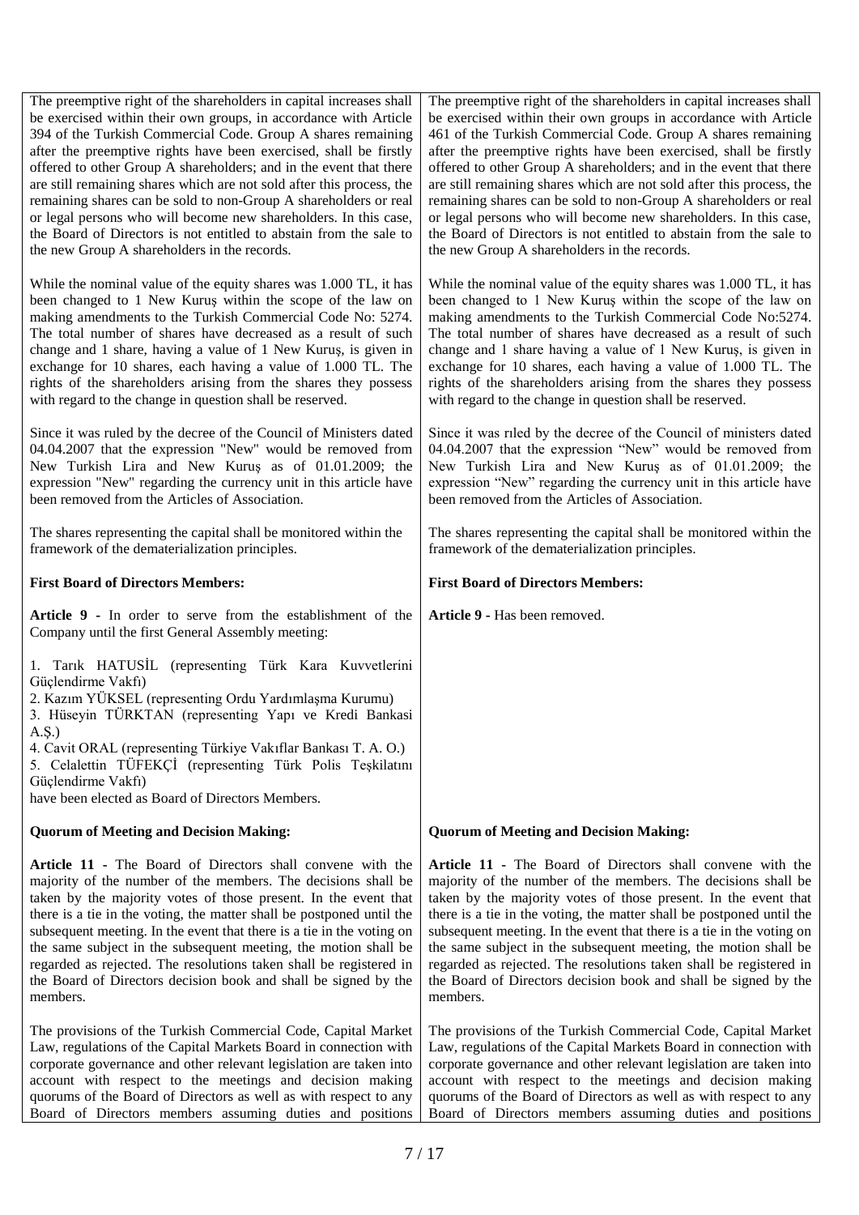| | |
|---|---|
| The preemptive right of the shareholders in capital increases shall be exercised within their own groups, in accordance with Article 394 of the Turkish Commercial Code. Group A shares remaining after the preemptive rights have been exercised, shall be firstly offered to other Group A shareholders; and in the event that there are still remaining shares which are not sold after this process, the remaining shares can be sold to non-Group A shareholders or real or legal persons who will become new shareholders. In this case, the Board of Directors is not entitled to abstain from the sale to the new Group A shareholders in the records. | The preemptive right of the shareholders in capital increases shall be exercised within their own groups in accordance with Article 461 of the Turkish Commercial Code. Group A shares remaining after the preemptive rights have been exercised, shall be firstly offered to other Group A shareholders; and in the event that there are still remaining shares which are not sold after this process, the remaining shares can be sold to non-Group A shareholders or real or legal persons who will become new shareholders. In this case, the Board of Directors is not entitled to abstain from the sale to the new Group A shareholders in the records. |
| While the nominal value of the equity shares was 1.000 TL, it has been changed to 1 New Kuruş within the scope of the law on making amendments to the Turkish Commercial Code No: 5274. The total number of shares have decreased as a result of such change and 1 share, having a value of 1 New Kuruş, is given in exchange for 10 shares, each having a value of 1.000 TL. The rights of the shareholders arising from the shares they possess with regard to the change in question shall be reserved. | While the nominal value of the equity shares was 1.000 TL, it has been changed to 1 New Kuruş within the scope of the law on making amendments to the Turkish Commercial Code No:5274. The total number of shares have decreased as a result of such change and 1 share having a value of 1 New Kuruş, is given in exchange for 10 shares, each having a value of 1.000 TL. The rights of the shareholders arising from the shares they possess with regard to the change in question shall be reserved. |
| Since it was ruled by the decree of the Council of Ministers dated 04.04.2007 that the expression "New" would be removed from New Turkish Lira and New Kuruş as of 01.01.2009; the expression "New" regarding the currency unit in this article have been removed from the Articles of Association. | Since it was rıled by the decree of the Council of ministers dated 04.04.2007 that the expression "New" would be removed from New Turkish Lira and New Kuruş as of 01.01.2009; the expression "New" regarding the currency unit in this article have been removed from the Articles of Association. |
| The shares representing the capital shall be monitored within the framework of the dematerialization principles. | The shares representing the capital shall be monitored within the framework of the dematerialization principles. |
| **First Board of Directors Members:** | **First Board of Directors Members:** |
| **Article 9 -** In order to serve from the establishment of the Company until the first General Assembly meeting:<br><br>1. Tarık HATUSİL (representing Türk Kara Kuvvetlerini Güçlendirme Vakfı)<br>2. Kazım YÜKSEL (representing Ordu Yardımlaşma Kurumu)<br>3. Hüseyin TÜRKTAN (representing Yapı ve Kredi Bankasi A.Ş.)<br>4. Cavit ORAL (representing Türkiye Vakıflar Bankası T. A. O.)<br>5. Celalettin TÜFEKÇİ (representing Türk Polis Teşkilatını Güçlendirme Vakfı)<br>have been elected as Board of Directors Members. | **Article 9 -** Has been removed. |
| **Quorum of Meeting and Decision Making:** | **Quorum of Meeting and Decision Making:** |
| **Article 11 -** The Board of Directors shall convene with the majority of the number of the members. The decisions shall be taken by the majority votes of those present. In the event that there is a tie in the voting, the matter shall be postponed until the subsequent meeting. In the event that there is a tie in the voting on the same subject in the subsequent meeting, the motion shall be regarded as rejected. The resolutions taken shall be registered in the Board of Directors decision book and shall be signed by the members. | **Article 11 -** The Board of Directors shall convene with the majority of the number of the members. The decisions shall be taken by the majority votes of those present. In the event that there is a tie in the voting, the matter shall be postponed until the subsequent meeting. In the event that there is a tie in the voting on the same subject in the subsequent meeting, the motion shall be regarded as rejected. The resolutions taken shall be registered in the Board of Directors decision book and shall be signed by the members. |
| The provisions of the Turkish Commercial Code, Capital Market Law, regulations of the Capital Markets Board in connection with corporate governance and other relevant legislation are taken into account with respect to the meetings and decision making quorums of the Board of Directors as well as with respect to any Board of Directors members assuming duties and positions | The provisions of the Turkish Commercial Code, Capital Market Law, regulations of the Capital Markets Board in connection with corporate governance and other relevant legislation are taken into account with respect to the meetings and decision making quorums of the Board of Directors as well as with respect to any Board of Directors members assuming duties and positions |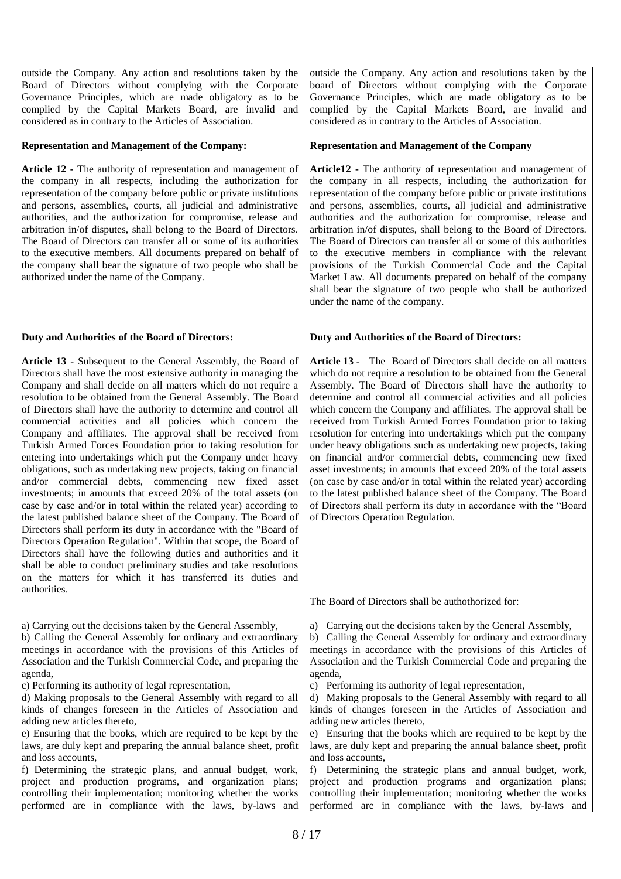| | |
|---|---|
| outside the Company. Any action and resolutions taken by the Board of Directors without complying with the Corporate Governance Principles, which are made obligatory as to be complied by the Capital Markets Board, are invalid and considered as in contrary to the Articles of Association. | outside the Company. Any action and resolutions taken by the board of Directors without complying with the Corporate Governance Principles, which are made obligatory as to be complied by the Capital Markets Board, are invalid and considered as in contrary to the Articles of Association. |
| **Representation and Management of the Company:** | **Representation and Management of the Company** |
| **Article 12** - The authority of representation and management of the company in all respects, including the authorization for representation of the company before public or private institutions and persons, assemblies, courts, all judicial and administrative authorities, and the authorization for compromise, release and arbitration in/of disputes, shall belong to the Board of Directors. The Board of Directors can transfer all or some of its authorities to the executive members. All documents prepared on behalf of the company shall bear the signature of two people who shall be authorized under the name of the Company. | **Article12** - The authority of representation and management of the company in all respects, including the authorization for representation of the company before public or private institutions and persons, assemblies, courts, all judicial and administrative authorities and the authorization for compromise, release and arbitration in/of disputes, shall belong to the Board of Directors. The Board of Directors can transfer all or some of this authorities to the executive members in compliance with the relevant provisions of the Turkish Commercial Code and the Capital Market Law. All documents prepared on behalf of the company shall bear the signature of two people who shall be authorized under the name of the company. |
| **Duty and Authorities of the Board of Directors:** | **Duty and Authorities of the Board of Directors:** |
| **Article 13** - Subsequent to the General Assembly, the Board of Directors shall have the most extensive authority in managing the Company and shall decide on all matters which do not require a resolution to be obtained from the General Assembly. The Board of Directors shall have the authority to determine and control all commercial activities and all policies which concern the Company and affiliates. The approval shall be received from Turkish Armed Forces Foundation prior to taking resolution for entering into undertakings which put the Company under heavy obligations, such as undertaking new projects, taking on financial and/or commercial debts, commencing new fixed asset investments; in amounts that exceed 20% of the total assets (on case by case and/or in total within the related year) according to the latest published balance sheet of the Company. The Board of Directors shall perform its duty in accordance with the "Board of Directors Operation Regulation". Within that scope, the Board of Directors shall have the following duties and authorities and it shall be able to conduct preliminary studies and take resolutions on the matters for which it has transferred its duties and authorities. | **Article 13** - The Board of Directors shall decide on all matters which do not require a resolution to be obtained from the General Assembly. The Board of Directors shall have the authority to determine and control all commercial activities and all policies which concern the Company and affiliates. The approval shall be received from Turkish Armed Forces Foundation prior to taking resolution for entering into undertakings which put the company under heavy obligations such as undertaking new projects, taking on financial and/or commercial debts, commencing new fixed asset investments; in amounts that exceed 20% of the total assets (on case by case and/or in total within the related year) according to the latest published balance sheet of the Company. The Board of Directors shall perform its duty in accordance with the "Board of Directors Operation Regulation.<br><br>The Board of Directors shall be authothorized for: |
| a) Carrying out the decisions taken by the General Assembly,<br>b) Calling the General Assembly for ordinary and extraordinary meetings in accordance with the provisions of this Articles of Association and the Turkish Commercial Code, and preparing the agenda,<br>c) Performing its authority of legal representation,<br>d) Making proposals to the General Assembly with regard to all kinds of changes foreseen in the Articles of Association and adding new articles thereto,<br>e) Ensuring that the books, which are required to be kept by the laws, are duly kept and preparing the annual balance sheet, profit and loss accounts,<br>f) Determining the strategic plans, and annual budget, work, project and production programs, and organization plans; controlling their implementation; monitoring whether the works performed are in compliance with the laws, by-laws and | a) Carrying out the decisions taken by the General Assembly,<br>b) Calling the General Assembly for ordinary and extraordinary meetings in accordance with the provisions of this Articles of Association and the Turkish Commercial Code and preparing the agenda,<br>c) Performing its authority of legal representation,<br>d) Making proposals to the General Assembly with regard to all kinds of changes foreseen in the Articles of Association and adding new articles thereto,<br>e) Ensuring that the books which are required to be kept by the laws, are duly kept and preparing the annual balance sheet, profit and loss accounts,<br>f) Determining the strategic plans and annual budget, work, project and production programs and organization plans; controlling their implementation; monitoring whether the works performed are in compliance with the laws, by-laws and |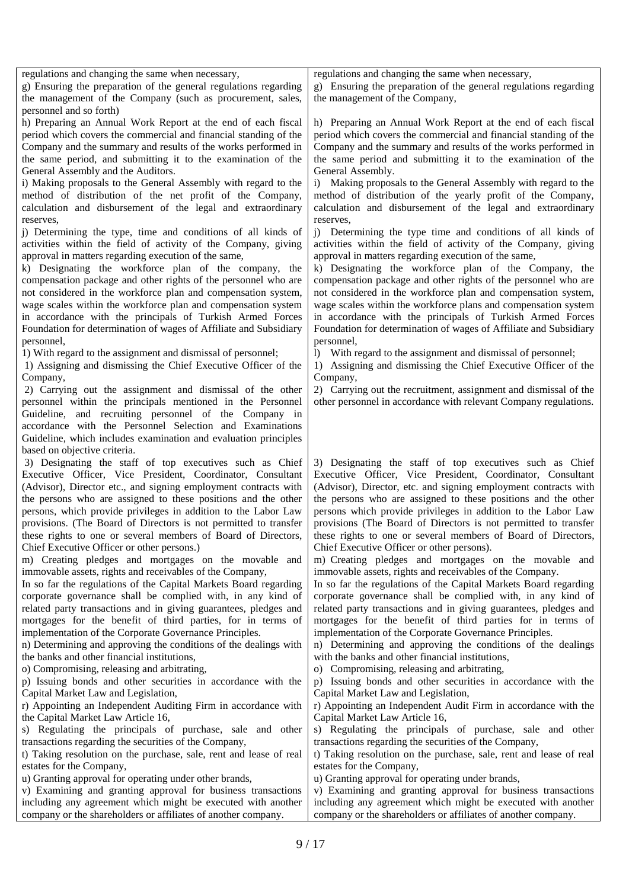| | |
|---|---|
| regulations and changing the same when necessary, | regulations and changing the same when necessary, |
| g) Ensuring the preparation of the general regulations regarding the management of the Company (such as procurement, sales, personnel and so forth) | g) Ensuring the preparation of the general regulations regarding the management of the Company, |
| h) Preparing an Annual Work Report at the end of each fiscal period which covers the commercial and financial standing of the Company and the summary and results of the works performed in the same period, and submitting it to the examination of the General Assembly and the Auditors. | h) Preparing an Annual Work Report at the end of each fiscal period which covers the commercial and financial standing of the Company and the summary and results of the works performed in the same period and submitting it to the examination of the General Assembly. |
| i) Making proposals to the General Assembly with regard to the method of distribution of the net profit of the Company, calculation and disbursement of the legal and extraordinary reserves, | i) Making proposals to the General Assembly with regard to the method of distribution of the yearly profit of the Company, calculation and disbursement of the legal and extraordinary reserves, |
| j) Determining the type, time and conditions of all kinds of activities within the field of activity of the Company, giving approval in matters regarding execution of the same, | j) Determining the type time and conditions of all kinds of activities within the field of activity of the Company, giving approval in matters regarding execution of the same, |
| k) Designating the workforce plan of the company, the compensation package and other rights of the personnel who are not considered in the workforce plan and compensation system, wage scales within the workforce plan and compensation system in accordance with the principals of Turkish Armed Forces Foundation for determination of wages of Affiliate and Subsidiary personnel, | k) Designating the workforce plan of the Company, the compensation package and other rights of the personnel who are not considered in the workforce plan and compensation system, wage scales within the workforce plans and compensation system in accordance with the principals of Turkish Armed Forces Foundation for determination of wages of Affiliate and Subsidiary personnel, |
| l) With regard to the assignment and dismissal of personnel; | l) With regard to the assignment and dismissal of personnel; |
| 1) Assigning and dismissing the Chief Executive Officer of the Company, | 1) Assigning and dismissing the Chief Executive Officer of the Company, |
| 2) Carrying out the assignment and dismissal of the other personnel within the principals mentioned in the Personnel Guideline, and recruiting personnel of the Company in accordance with the Personnel Selection and Examinations Guideline, which includes examination and evaluation principles based on objective criteria. | 2) Carrying out the recruitment, assignment and dismissal of the other personnel in accordance with relevant Company regulations. |
| 3) Designating the staff of top executives such as Chief Executive Officer, Vice President, Coordinator, Consultant (Advisor), Director etc., and signing employment contracts with the persons who are assigned to these positions and the other persons, which provide privileges in addition to the Labor Law provisions. (The Board of Directors is not permitted to transfer these rights to one or several members of Board of Directors, Chief Executive Officer or other persons.) | 3) Designating the staff of top executives such as Chief Executive Officer, Vice President, Coordinator, Consultant (Advisor), Director, etc. and signing employment contracts with the persons who are assigned to these positions and the other persons which provide privileges in addition to the Labor Law provisions (The Board of Directors is not permitted to transfer these rights to one or several members of Board of Directors, Chief Executive Officer or other persons). |
| m) Creating pledges and mortgages on the movable and immovable assets, rights and receivables of the Company, | m) Creating pledges and mortgages on the movable and immovable assets, rights and receivables of the Company. |
| In so far the regulations of the Capital Markets Board regarding corporate governance shall be complied with, in any kind of related party transactions and in giving guarantees, pledges and mortgages for the benefit of third parties, for in terms of implementation of the Corporate Governance Principles. | In so far the regulations of the Capital Markets Board regarding corporate governance shall be complied with, in any kind of related party transactions and in giving guarantees, pledges and mortgages for the benefit of third parties for in terms of implementation of the Corporate Governance Principles. |
| n) Determining and approving the conditions of the dealings with the banks and other financial institutions, | n) Determining and approving the conditions of the dealings with the banks and other financial institutions, |
| o) Compromising, releasing and arbitrating, | o) Compromising, releasing and arbitrating, |
| p) Issuing bonds and other securities in accordance with the Capital Market Law and Legislation, | p) Issuing bonds and other securities in accordance with the Capital Market Law and Legislation, |
| r) Appointing an Independent Auditing Firm in accordance with the Capital Market Law Article 16, | r) Appointing an Independent Audit Firm in accordance with the Capital Market Law Article 16, |
| s) Regulating the principals of purchase, sale and other transactions regarding the securities of the Company, | s) Regulating the principals of purchase, sale and other transactions regarding the securities of the Company, |
| t) Taking resolution on the purchase, sale, rent and lease of real estates for the Company, | t) Taking resolution on the purchase, sale, rent and lease of real estates for the Company, |
| u) Granting approval for operating under other brands, | u) Granting approval for operating under brands, |
| v) Examining and granting approval for business transactions including any agreement which might be executed with another company or the shareholders or affiliates of another company. | v) Examining and granting approval for business transactions including any agreement which might be executed with another company or the shareholders or affiliates of another company. |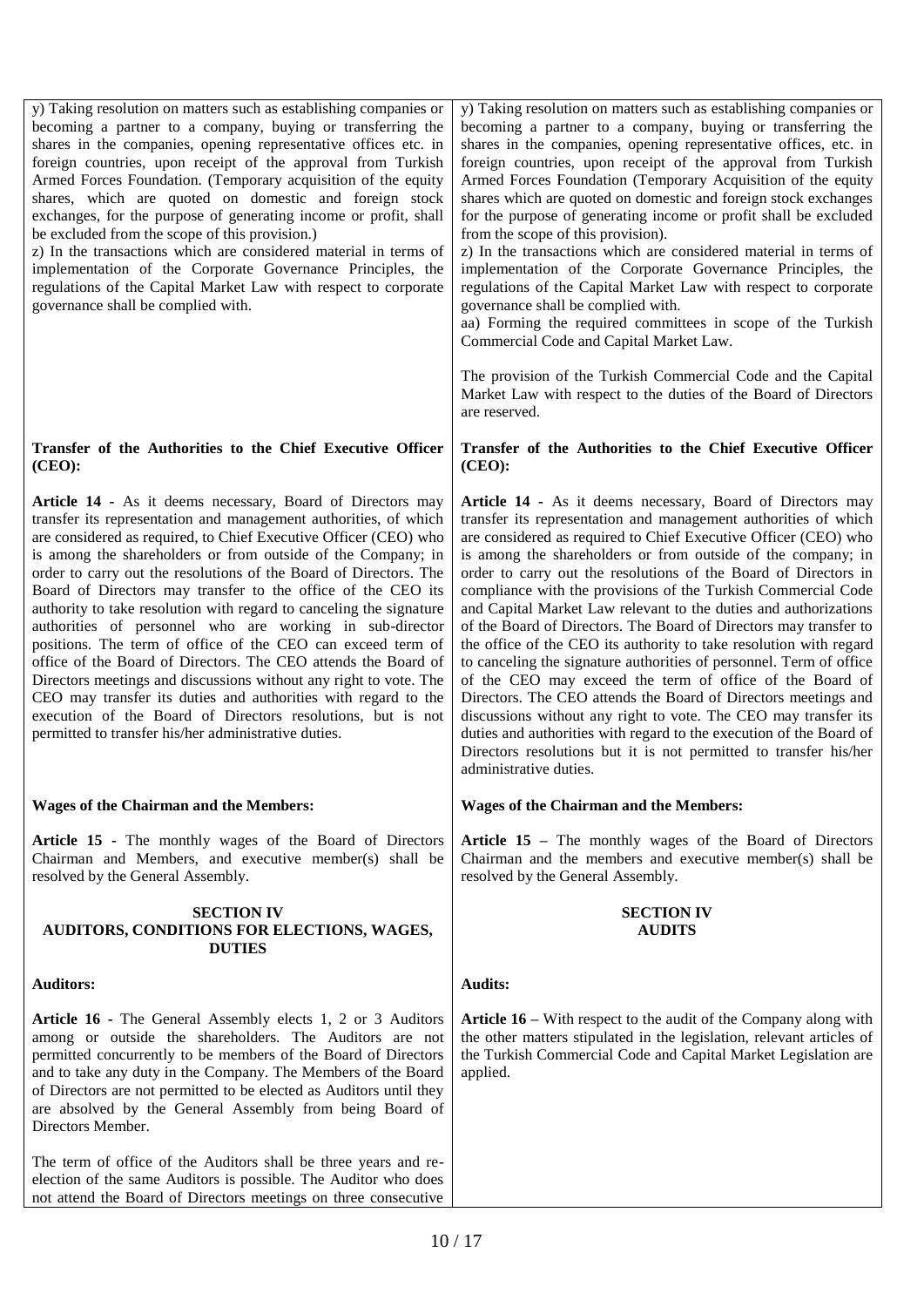| | |
|---|---|
| y) Taking resolution on matters such as establishing companies or becoming a partner to a company, buying or transferring the shares in the companies, opening representative offices etc. in foreign countries, upon receipt of the approval from Turkish Armed Forces Foundation. (Temporary acquisition of the equity shares, which are quoted on domestic and foreign stock exchanges, for the purpose of generating income or profit, shall be excluded from the scope of this provision.)<br>z) In the transactions which are considered material in terms of implementation of the Corporate Governance Principles, the regulations of the Capital Market Law with respect to corporate governance shall be complied with. | y) Taking resolution on matters such as establishing companies or becoming a partner to a company, buying or transferring the shares in the companies, opening representative offices, etc. in foreign countries, upon receipt of the approval from Turkish Armed Forces Foundation (Temporary Acquisition of the equity shares which are quoted on domestic and foreign stock exchanges for the purpose of generating income or profit shall be excluded from the scope of this provision).<br>z) In the transactions which are considered material in terms of implementation of the Corporate Governance Principles, the regulations of the Capital Market Law with respect to corporate governance shall be complied with.<br>aa) Forming the required committees in scope of the Turkish Commercial Code and Capital Market Law.<br><br>The provision of the Turkish Commercial Code and the Capital Market Law with respect to the duties of the Board of Directors are reserved. |
| **Transfer of the Authorities to the Chief Executive Officer (CEO):** | **Transfer of the Authorities to the Chief Executive Officer (CEO):** |
| **Article 14 -** As it deems necessary, Board of Directors may transfer its representation and management authorities, of which are considered as required, to Chief Executive Officer (CEO) who is among the shareholders or from outside of the Company; in order to carry out the resolutions of the Board of Directors. The Board of Directors may transfer to the office of the CEO its authority to take resolution with regard to canceling the signature authorities of personnel who are working in sub-director positions. The term of office of the CEO can exceed term of office of the Board of Directors. The CEO attends the Board of Directors meetings and discussions without any right to vote. The CEO may transfer its duties and authorities with regard to the execution of the Board of Directors resolutions, but is not permitted to transfer his/her administrative duties. | **Article 14 -** As it deems necessary, Board of Directors may transfer its representation and management authorities of which are considered as required to Chief Executive Officer (CEO) who is among the shareholders or from outside of the company; in order to carry out the resolutions of the Board of Directors in compliance with the provisions of the Turkish Commercial Code and Capital Market Law relevant to the duties and authorizations of the Board of Directors. The Board of Directors may transfer to the office of the CEO its authority to take resolution with regard to canceling the signature authorities of personnel. Term of office of the CEO may exceed the term of office of the Board of Directors. The CEO attends the Board of Directors meetings and discussions without any right to vote. The CEO may transfer its duties and authorities with regard to the execution of the Board of Directors resolutions but it is not permitted to transfer his/her administrative duties. |
| **Wages of the Chairman and the Members:** | **Wages of the Chairman and the Members:** |
| **Article 15 -** The monthly wages of the Board of Directors Chairman and Members, and executive member(s) shall be resolved by the General Assembly. | **Article 15 –** The monthly wages of the Board of Directors Chairman and the members and executive member(s) shall be resolved by the General Assembly. |
| **SECTION IV**<br>**AUDITORS, CONDITIONS FOR ELECTIONS, WAGES, DUTIES** | **SECTION IV**<br>**AUDITS** |
| **Auditors:** | **Audits:** |
| **Article 16 -** The General Assembly elects 1, 2 or 3 Auditors among or outside the shareholders. The Auditors are not permitted concurrently to be members of the Board of Directors and to take any duty in the Company. The Members of the Board of Directors are not permitted to be elected as Auditors until they are absolved by the General Assembly from being Board of Directors Member.<br><br>The term of office of the Auditors shall be three years and re-election of the same Auditors is possible. The Auditor who does not attend the Board of Directors meetings on three consecutive | **Article 16 –** With respect to the audit of the Company along with the other matters stipulated in the legislation, relevant articles of the Turkish Commercial Code and Capital Market Legislation are applied. |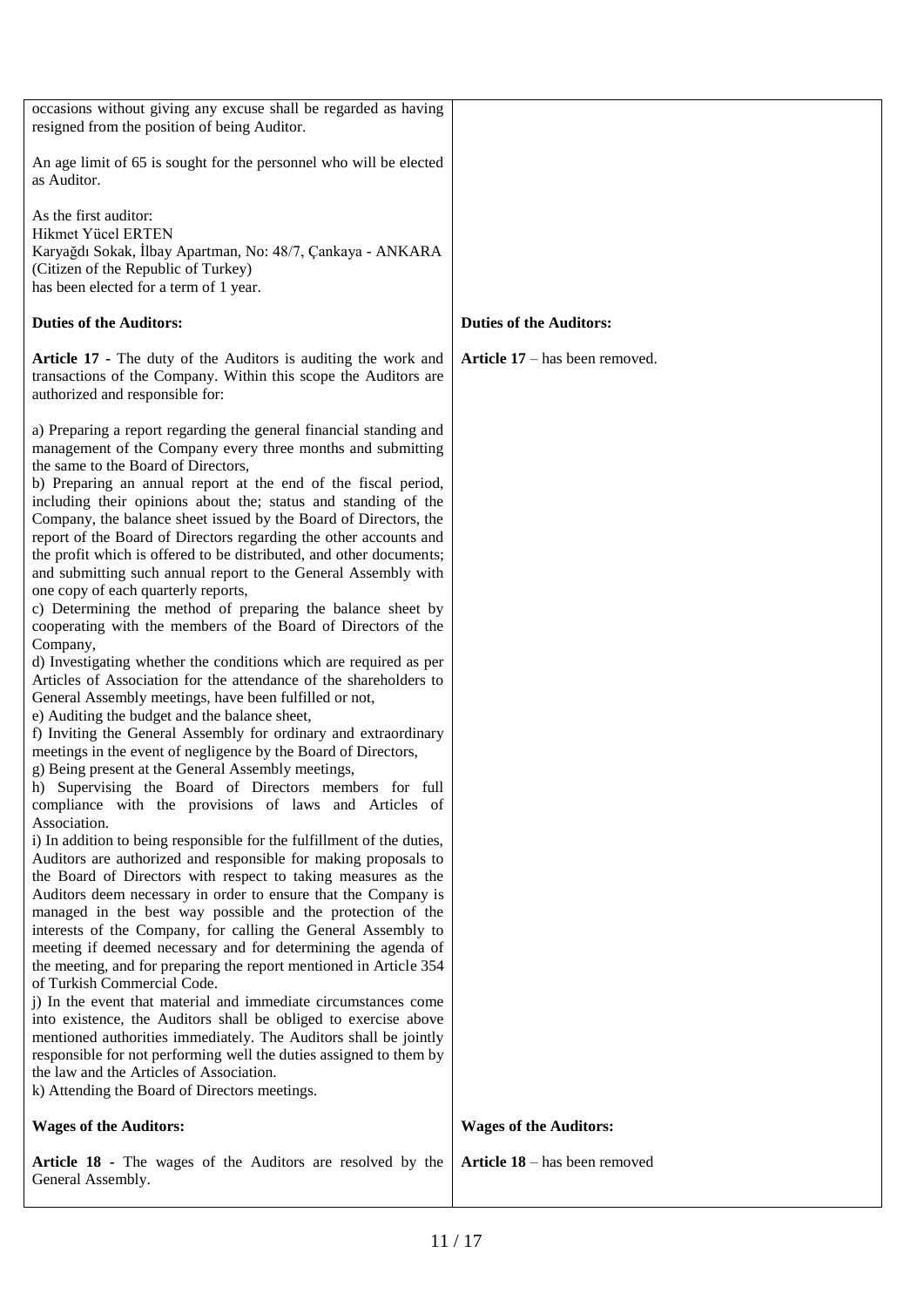| | |
|---|---|
| occasions without giving any excuse shall be regarded as having resigned from the position of being Auditor.<br><br>An age limit of 65 is sought for the personnel who will be elected as Auditor.<br><br>As the first auditor:<br>Hikmet Yücel ERTEN<br>Karyağdı Sokak, İlbay Apartman, No: 48/7, Çankaya - ANKARA<br>(Citizen of the Republic of Turkey)<br>has been elected for a term of 1 year. | |
| **Duties of the Auditors:** | **Duties of the Auditors:** |
| **Article 17 -** The duty of the Auditors is auditing the work and transactions of the Company. Within this scope the Auditors are authorized and responsible for:<br><br>a) Preparing a report regarding the general financial standing and management of the Company every three months and submitting the same to the Board of Directors,<br>b) Preparing an annual report at the end of the fiscal period, including their opinions about the; status and standing of the Company, the balance sheet issued by the Board of Directors, the report of the Board of Directors regarding the other accounts and the profit which is offered to be distributed, and other documents; and submitting such annual report to the General Assembly with one copy of each quarterly reports,<br>c) Determining the method of preparing the balance sheet by cooperating with the members of the Board of Directors of the Company,<br>d) Investigating whether the conditions which are required as per Articles of Association for the attendance of the shareholders to General Assembly meetings, have been fulfilled or not,<br>e) Auditing the budget and the balance sheet,<br>f) Inviting the General Assembly for ordinary and extraordinary meetings in the event of negligence by the Board of Directors,<br>g) Being present at the General Assembly meetings,<br>h) Supervising the Board of Directors members for full compliance with the provisions of laws and Articles of Association.<br>i) In addition to being responsible for the fulfillment of the duties, Auditors are authorized and responsible for making proposals to the Board of Directors with respect to taking measures as the Auditors deem necessary in order to ensure that the Company is managed in the best way possible and the protection of the interests of the Company, for calling the General Assembly to meeting if deemed necessary and for determining the agenda of the meeting, and for preparing the report mentioned in Article 354 of Turkish Commercial Code.<br>j) In the event that material and immediate circumstances come into existence, the Auditors shall be obliged to exercise above mentioned authorities immediately. The Auditors shall be jointly responsible for not performing well the duties assigned to them by the law and the Articles of Association.<br>k) Attending the Board of Directors meetings. | **Article 17** – has been removed. |
| **Wages of the Auditors:** | **Wages of the Auditors:** |
| **Article 18 -** The wages of the Auditors are resolved by the General Assembly. | **Article 18** – has been removed |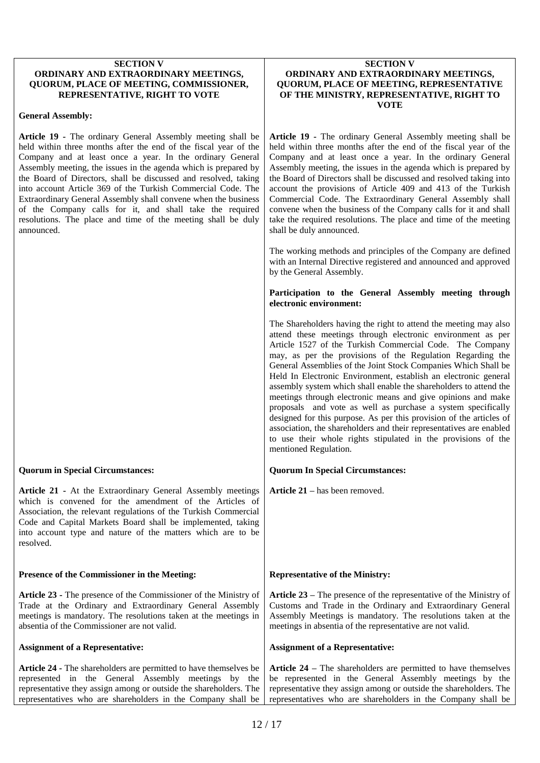| **SECTION V** **ORDINARY AND EXTRAORDINARY MEETINGS, QUORUM, PLACE OF MEETING, COMMISSIONER, REPRESENTATIVE, RIGHT TO VOTE** | **SECTION V** **ORDINARY AND EXTRAORDINARY MEETINGS, QUORUM, PLACE OF MEETING, REPRESENTATIVE OF THE MINISTRY, REPRESENTATIVE, RIGHT TO VOTE** |
| --- | --- |
| **General Assembly:** | |
| **Article 19 -** The ordinary General Assembly meeting shall be held within three months after the end of the fiscal year of the Company and at least once a year. In the ordinary General Assembly meeting, the issues in the agenda which is prepared by the Board of Directors, shall be discussed and resolved, taking into account Article 369 of the Turkish Commercial Code. The Extraordinary General Assembly shall convene when the business of the Company calls for it, and shall take the required resolutions. The place and time of the meeting shall be duly announced. | **Article 19 -** The ordinary General Assembly meeting shall be held within three months after the end of the fiscal year of the Company and at least once a year. In the ordinary General Assembly meeting, the issues in the agenda which is prepared by the Board of Directors shall be discussed and resolved taking into account the provisions of Article 409 and 413 of the Turkish Commercial Code. The Extraordinary General Assembly shall convene when the business of the Company calls for it and shall take the required resolutions. The place and time of the meeting shall be duly announced. |
| | The working methods and principles of the Company are defined with an Internal Directive registered and announced and approved by the General Assembly. |
| | **Participation to the General Assembly meeting through electronic environment:** |
| | The Shareholders having the right to attend the meeting may also attend these meetings through electronic environment as per Article 1527 of the Turkish Commercial Code. The Company may, as per the provisions of the Regulation Regarding the General Assemblies of the Joint Stock Companies Which Shall be Held In Electronic Environment, establish an electronic general assembly system which shall enable the shareholders to attend the meetings through electronic means and give opinions and make proposals and vote as well as purchase a system specifically designed for this purpose. As per this provision of the articles of association, the shareholders and their representatives are enabled to use their whole rights stipulated in the provisions of the mentioned Regulation. |
| **Quorum in Special Circumstances:** | **Quorum In Special Circumstances:** |
| **Article 21 -** At the Extraordinary General Assembly meetings which is convened for the amendment of the Articles of Association, the relevant regulations of the Turkish Commercial Code and Capital Markets Board shall be implemented, taking into account type and nature of the matters which are to be resolved. | **Article 21** – has been removed. |
| **Presence of the Commissioner in the Meeting:** | **Representative of the Ministry:** |
| **Article 23 -** The presence of the Commissioner of the Ministry of Trade at the Ordinary and Extraordinary General Assembly meetings is mandatory. The resolutions taken at the meetings in absentia of the Commissioner are not valid. | **Article 23** – The presence of the representative of the Ministry of Customs and Trade in the Ordinary and Extraordinary General Assembly Meetings is mandatory. The resolutions taken at the meetings in absentia of the representative are not valid. |
| **Assignment of a Representative:** | **Assignment of a Representative:** |
| **Article 24 -** The shareholders are permitted to have themselves be represented in the General Assembly meetings by the representative they assign among or outside the shareholders. The representatives who are shareholders in the Company shall be | **Article 24** – The shareholders are permitted to have themselves be represented in the General Assembly meetings by the representative they assign among or outside the shareholders. The representatives who are shareholders in the Company shall be |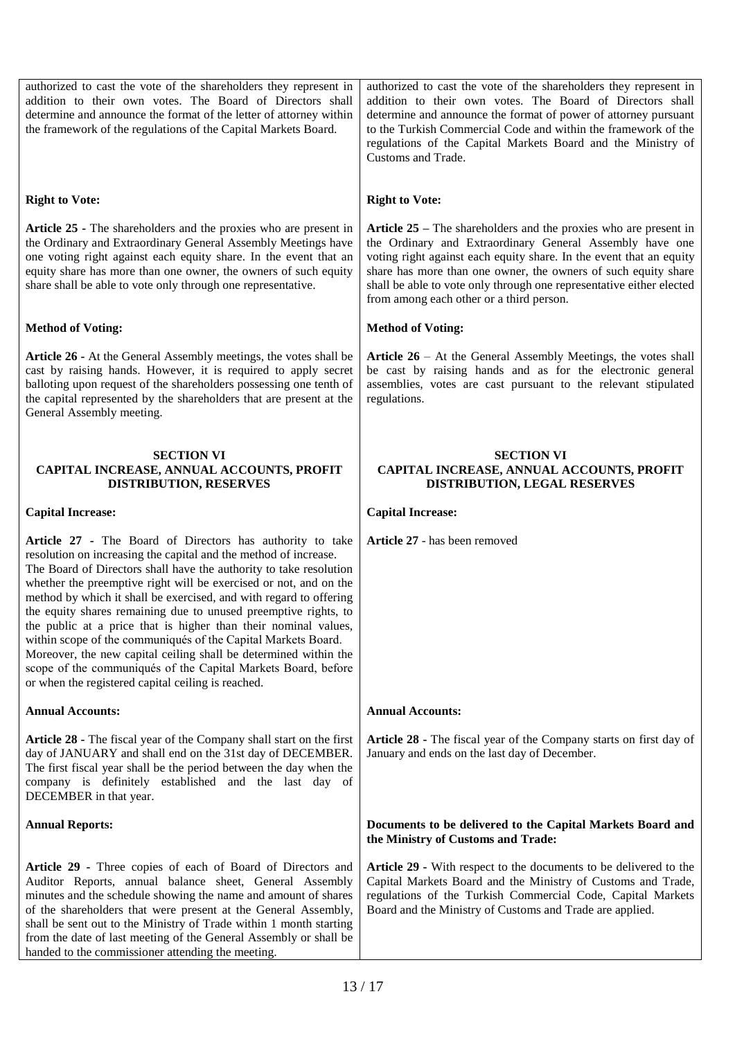| | |
|---|---|
| authorized to cast the vote of the shareholders they represent in addition to their own votes. The Board of Directors shall determine and announce the format of the letter of attorney within the framework of the regulations of the Capital Markets Board. | authorized to cast the vote of the shareholders they represent in addition to their own votes. The Board of Directors shall determine and announce the format of power of attorney pursuant to the Turkish Commercial Code and within the framework of the regulations of the Capital Markets Board and the Ministry of Customs and Trade. |
| **Right to Vote:** | **Right to Vote:** |
| **Article 25 -** The shareholders and the proxies who are present in the Ordinary and Extraordinary General Assembly Meetings have one voting right against each equity share. In the event that an equity share has more than one owner, the owners of such equity share shall be able to vote only through one representative. | **Article 25 –** The shareholders and the proxies who are present in the Ordinary and Extraordinary General Assembly have one voting right against each equity share. In the event that an equity share has more than one owner, the owners of such equity share shall be able to vote only through one representative either elected from among each other or a third person. |
| **Method of Voting:** | **Method of Voting:** |
| **Article 26 -** At the General Assembly meetings, the votes shall be cast by raising hands. However, it is required to apply secret balloting upon request of the shareholders possessing one tenth of the capital represented by the shareholders that are present at the General Assembly meeting. | **Article 26** – At the General Assembly Meetings, the votes shall be cast by raising hands and as for the electronic general assemblies, votes are cast pursuant to the relevant stipulated regulations. |
| **SECTION VI**<br>**CAPITAL INCREASE, ANNUAL ACCOUNTS, PROFIT DISTRIBUTION, RESERVES** | **SECTION VI**<br>**CAPITAL INCREASE, ANNUAL ACCOUNTS, PROFIT DISTRIBUTION, LEGAL RESERVES** |
| **Capital Increase:** | **Capital Increase:** |
| **Article 27 -** The Board of Directors has authority to take resolution on increasing the capital and the method of increase. The Board of Directors shall have the authority to take resolution whether the preemptive right will be exercised or not, and on the method by which it shall be exercised, and with regard to offering the equity shares remaining due to unused preemptive rights, to the public at a price that is higher than their nominal values, within scope of the communiqués of the Capital Markets Board. Moreover, the new capital ceiling shall be determined within the scope of the communiqués of the Capital Markets Board, before or when the registered capital ceiling is reached. | **Article 27** - has been removed |
| **Annual Accounts:** | **Annual Accounts:** |
| **Article 28 -** The fiscal year of the Company shall start on the first day of JANUARY and shall end on the 31st day of DECEMBER. The first fiscal year shall be the period between the day when the company is definitely established and the last day of DECEMBER in that year. | **Article 28 -** The fiscal year of the Company starts on first day of January and ends on the last day of December. |
| **Annual Reports:** | **Documents to be delivered to the Capital Markets Board and the Ministry of Customs and Trade:** |
| **Article 29 -** Three copies of each of Board of Directors and Auditor Reports, annual balance sheet, General Assembly minutes and the schedule showing the name and amount of shares of the shareholders that were present at the General Assembly, shall be sent out to the Ministry of Trade within 1 month starting from the date of last meeting of the General Assembly or shall be handed to the commissioner attending the meeting. | **Article 29 -** With respect to the documents to be delivered to the Capital Markets Board and the Ministry of Customs and Trade, regulations of the Turkish Commercial Code, Capital Markets Board and the Ministry of Customs and Trade are applied. |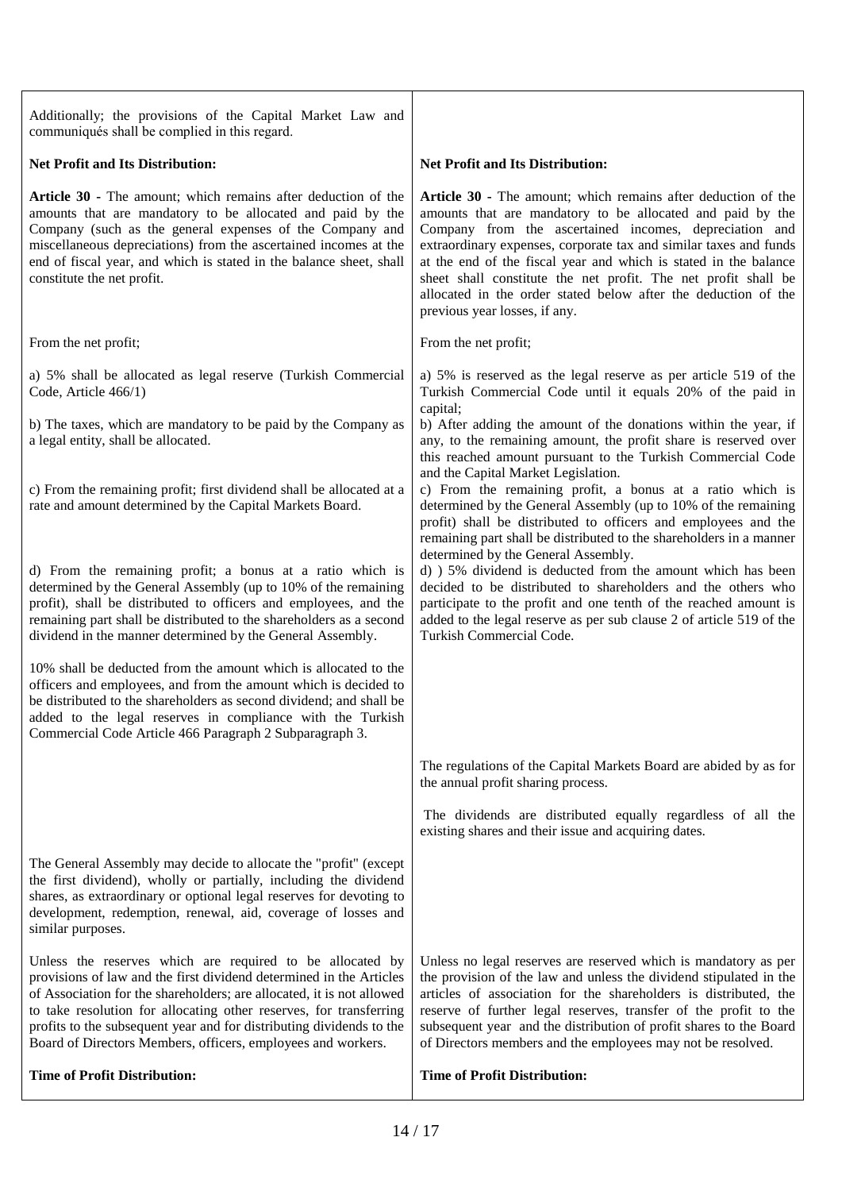| | |
|---|---|
| Additionally; the provisions of the Capital Market Law and communiqués shall be complied in this regard. | |
| **Net Profit and Its Distribution:** | **Net Profit and Its Distribution:** |
| **Article 30** - The amount; which remains after deduction of the amounts that are mandatory to be allocated and paid by the Company (such as the general expenses of the Company and miscellaneous depreciations) from the ascertained incomes at the end of fiscal year, and which is stated in the balance sheet, shall constitute the net profit. | **Article 30** - The amount; which remains after deduction of the amounts that are mandatory to be allocated and paid by the Company from the ascertained incomes, depreciation and extraordinary expenses, corporate tax and similar taxes and funds at the end of the fiscal year and which is stated in the balance sheet shall constitute the net profit. The net profit shall be allocated in the order stated below after the deduction of the previous year losses, if any. |
| From the net profit; | From the net profit; |
| a) 5% shall be allocated as legal reserve (Turkish Commercial Code, Article 466/1) | a) 5% is reserved as the legal reserve as per article 519 of the Turkish Commercial Code until it equals 20% of the paid in capital; |
| b) The taxes, which are mandatory to be paid by the Company as a legal entity, shall be allocated. | b) After adding the amount of the donations within the year, if any, to the remaining amount, the profit share is reserved over this reached amount pursuant to the Turkish Commercial Code and the Capital Market Legislation. |
| c) From the remaining profit; first dividend shall be allocated at a rate and amount determined by the Capital Markets Board. | c) From the remaining profit, a bonus at a ratio which is determined by the General Assembly (up to 10% of the remaining profit) shall be distributed to officers and employees and the remaining part shall be distributed to the shareholders in a manner determined by the General Assembly. |
| d) From the remaining profit; a bonus at a ratio which is determined by the General Assembly (up to 10% of the remaining profit), shall be distributed to officers and employees, and the remaining part shall be distributed to the shareholders as a second dividend in the manner determined by the General Assembly. | d) ) 5% dividend is deducted from the amount which has been decided to be distributed to shareholders and the others who participate to the profit and one tenth of the reached amount is added to the legal reserve as per sub clause 2 of article 519 of the Turkish Commercial Code. |
| 10% shall be deducted from the amount which is allocated to the officers and employees, and from the amount which is decided to be distributed to the shareholders as second dividend; and shall be added to the legal reserves in compliance with the Turkish Commercial Code Article 466 Paragraph 2 Subparagraph 3. | |
| | The regulations of the Capital Markets Board are abided by as for the annual profit sharing process. |
| | The dividends are distributed equally regardless of all the existing shares and their issue and acquiring dates. |
| The General Assembly may decide to allocate the "profit" (except the first dividend), wholly or partially, including the dividend shares, as extraordinary or optional legal reserves for devoting to development, redemption, renewal, aid, coverage of losses and similar purposes. | |
| Unless the reserves which are required to be allocated by provisions of law and the first dividend determined in the Articles of Association for the shareholders; are allocated, it is not allowed to take resolution for allocating other reserves, for transferring profits to the subsequent year and for distributing dividends to the Board of Directors Members, officers, employees and workers. | Unless no legal reserves are reserved which is mandatory as per the provision of the law and unless the dividend stipulated in the articles of association for the shareholders is distributed, the reserve of further legal reserves, transfer of the profit to the subsequent year and the distribution of profit shares to the Board of Directors members and the employees may not be resolved. |
| **Time of Profit Distribution:** | **Time of Profit Distribution:** |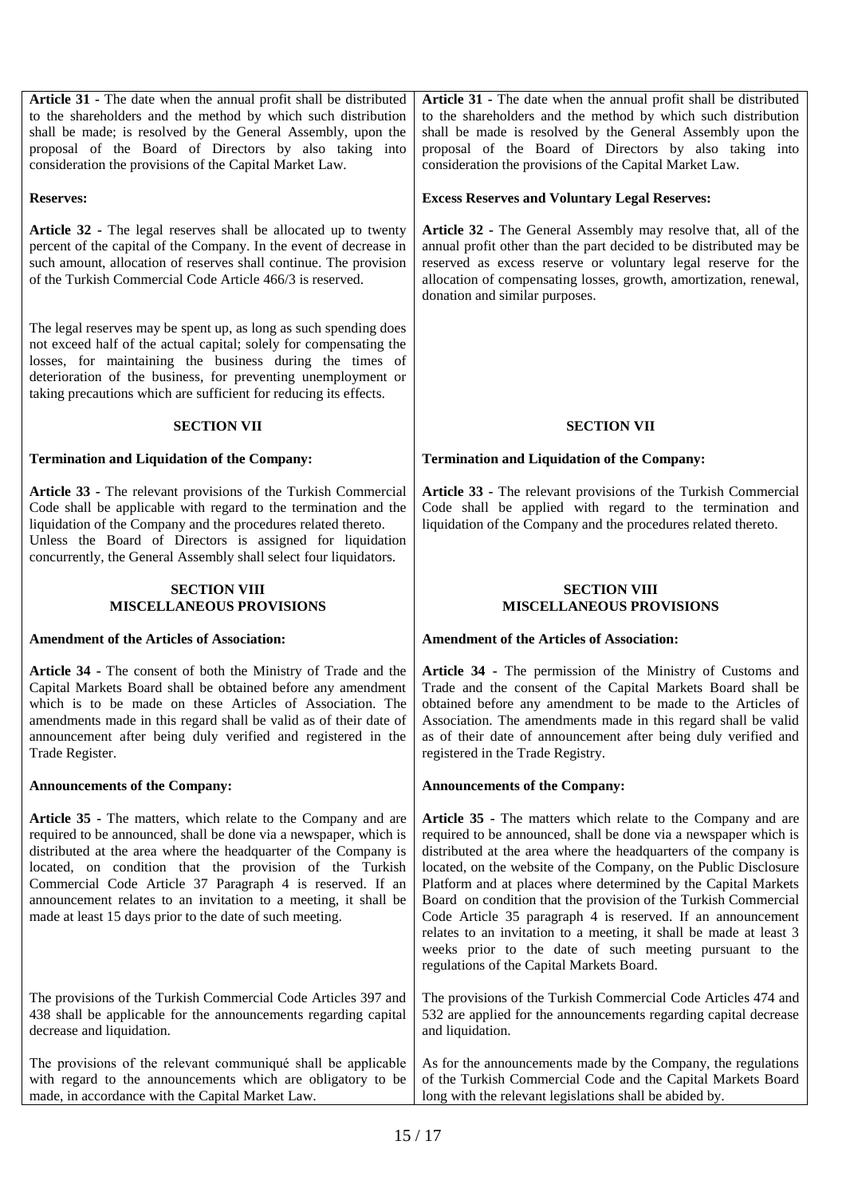| | |
|---|---|
| **Article 31 -** The date when the annual profit shall be distributed to the shareholders and the method by which such distribution shall be made; is resolved by the General Assembly, upon the proposal of the Board of Directors by also taking into consideration the provisions of the Capital Market Law. | **Article 31 -** The date when the annual profit shall be distributed to the shareholders and the method by which such distribution shall be made is resolved by the General Assembly upon the proposal of the Board of Directors by also taking into consideration the provisions of the Capital Market Law. |
| **Reserves:** | **Excess Reserves and Voluntary Legal Reserves:** |
| **Article 32 -** The legal reserves shall be allocated up to twenty percent of the capital of the Company. In the event of decrease in such amount, allocation of reserves shall continue. The provision of the Turkish Commercial Code Article 466/3 is reserved. | **Article 32 -** The General Assembly may resolve that, all of the annual profit other than the part decided to be distributed may be reserved as excess reserve or voluntary legal reserve for the allocation of compensating losses, growth, amortization, renewal, donation and similar purposes. |
| The legal reserves may be spent up, as long as such spending does not exceed half of the actual capital; solely for compensating the losses, for maintaining the business during the times of deterioration of the business, for preventing unemployment or taking precautions which are sufficient for reducing its effects. | |
| **SECTION VII** | **SECTION VII** |
| **Termination and Liquidation of the Company:** | **Termination and Liquidation of the Company:** |
| **Article 33 -** The relevant provisions of the Turkish Commercial Code shall be applicable with regard to the termination and the liquidation of the Company and the procedures related thereto. Unless the Board of Directors is assigned for liquidation concurrently, the General Assembly shall select four liquidators. | **Article 33 -** The relevant provisions of the Turkish Commercial Code shall be applied with regard to the termination and liquidation of the Company and the procedures related thereto. |
| **SECTION VIII MISCELLANEOUS PROVISIONS** | **SECTION VIII MISCELLANEOUS PROVISIONS** |
| **Amendment of the Articles of Association:** | **Amendment of the Articles of Association:** |
| **Article 34 -** The consent of both the Ministry of Trade and the Capital Markets Board shall be obtained before any amendment which is to be made on these Articles of Association. The amendments made in this regard shall be valid as of their date of announcement after being duly verified and registered in the Trade Register. | **Article 34 -** The permission of the Ministry of Customs and Trade and the consent of the Capital Markets Board shall be obtained before any amendment to be made to the Articles of Association. The amendments made in this regard shall be valid as of their date of announcement after being duly verified and registered in the Trade Registry. |
| **Announcements of the Company:** | **Announcements of the Company:** |
| **Article 35 -** The matters, which relate to the Company and are required to be announced, shall be done via a newspaper, which is distributed at the area where the headquarter of the Company is located, on condition that the provision of the Turkish Commercial Code Article 37 Paragraph 4 is reserved. If an announcement relates to an invitation to a meeting, it shall be made at least 15 days prior to the date of such meeting. | **Article 35 -** The matters which relate to the Company and are required to be announced, shall be done via a newspaper which is distributed at the area where the headquarters of the company is located, on the website of the Company, on the Public Disclosure Platform and at places where determined by the Capital Markets Board on condition that the provision of the Turkish Commercial Code Article 35 paragraph 4 is reserved. If an announcement relates to an invitation to a meeting, it shall be made at least 3 weeks prior to the date of such meeting pursuant to the regulations of the Capital Markets Board. |
| The provisions of the Turkish Commercial Code Articles 397 and 438 shall be applicable for the announcements regarding capital decrease and liquidation. | The provisions of the Turkish Commercial Code Articles 474 and 532 are applied for the announcements regarding capital decrease and liquidation. |
| The provisions of the relevant communiqué shall be applicable with regard to the announcements which are obligatory to be made, in accordance with the Capital Market Law. | As for the announcements made by the Company, the regulations of the Turkish Commercial Code and the Capital Markets Board long with the relevant legislations shall be abided by. |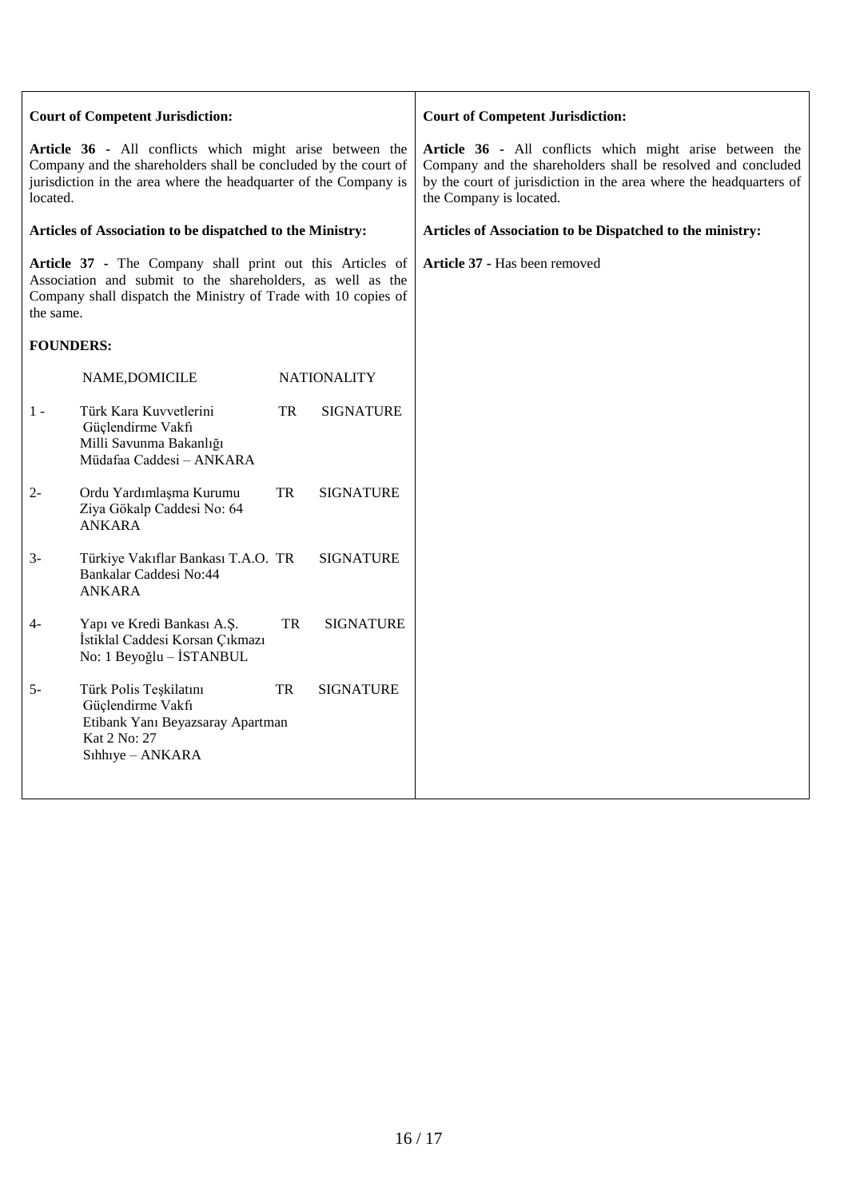| Court of Competent Jurisdiction: | Court of Competent Jurisdiction: |
| --- | --- |
| **Article 36 -** All conflicts which might arise between the Company and the shareholders shall be concluded by the court of jurisdiction in the area where the headquarter of the Company is located. | **Article 36 -** All conflicts which might arise between the Company and the shareholders shall be resolved and concluded by the court of jurisdiction in the area where the headquarters of the Company is located. |
| **Articles of Association to be dispatched to the Ministry:** | **Articles of Association to be Dispatched to the ministry:** |
| **Article 37 -** The Company shall print out this Articles of Association and submit to the shareholders, as well as the Company shall dispatch the Ministry of Trade with 10 copies of the same. | **Article 37 -** Has been removed |
| **FOUNDERS:** | |

| | NAME,DOMICILE | NATIONALITY | |
| --- | --- | --- | --- |
| 1 - | Türk Kara Kuvvetlerini Güçlendirme Vakfı Milli Savunma Bakanlığı Müdafaa Caddesi – ANKARA | TR | SIGNATURE |
| 2- | Ordu Yardımlaşma Kurumu Ziya Gökalp Caddesi No: 64 ANKARA | TR | SIGNATURE |
| 3- | Türkiye Vakıflar Bankası T.A.O. Bankalar Caddesi No:44 ANKARA | TR | SIGNATURE |
| 4- | Yapı ve Kredi Bankası A.Ş. İstiklal Caddesi Korsan Çıkmazı No: 1 Beyoğlu – İSTANBUL | TR | SIGNATURE |
| 5- | Türk Polis Teşkilatını Güçlendirme Vakfı Etibank Yanı Beyazsaray Apartman Kat 2 No: 27 Sıhhıye – ANKARA | TR | SIGNATURE |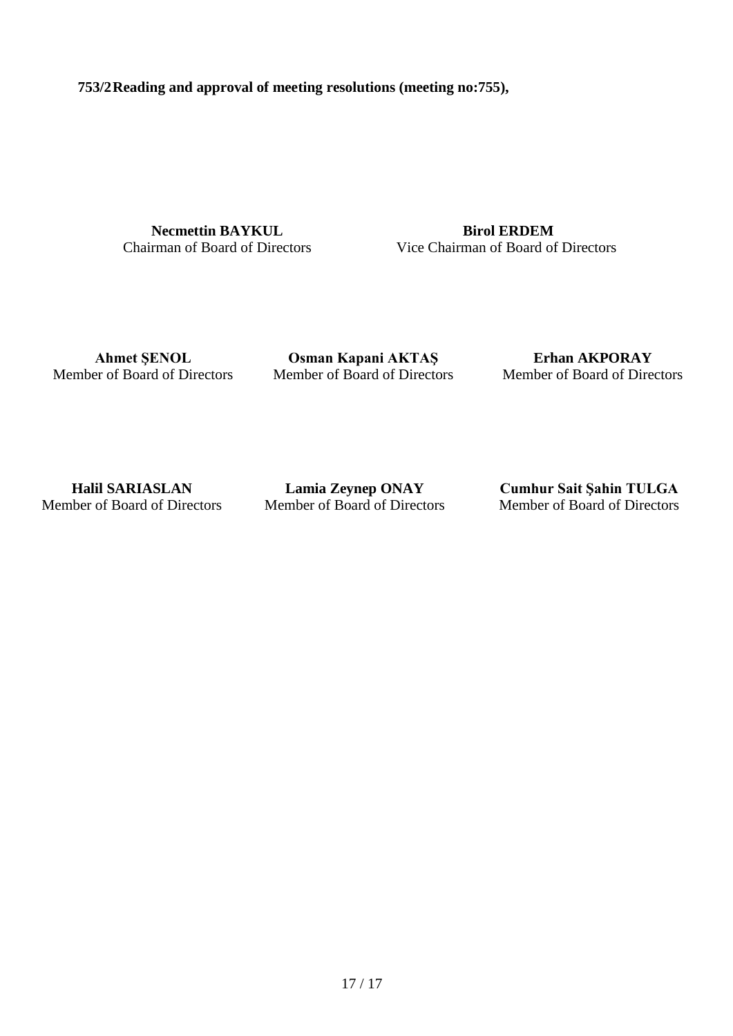**753/2 Reading and approval of meeting resolutions (meeting no:755),**

**Necmettin BAYKUL**
Chairman of Board of Directors

**Birol ERDEM**
Vice Chairman of Board of Directors

**Ahmet ŞENOL**
Member of Board of Directors

**Osman Kapani AKTAŞ**
Member of Board of Directors

**Erhan AKPORAY**
Member of Board of Directors

**Halil SARIASLAN**
Member of Board of Directors

**Lamia Zeynep ONAY**
Member of Board of Directors

**Cumhur Sait Şahin TULGA**
Member of Board of Directors